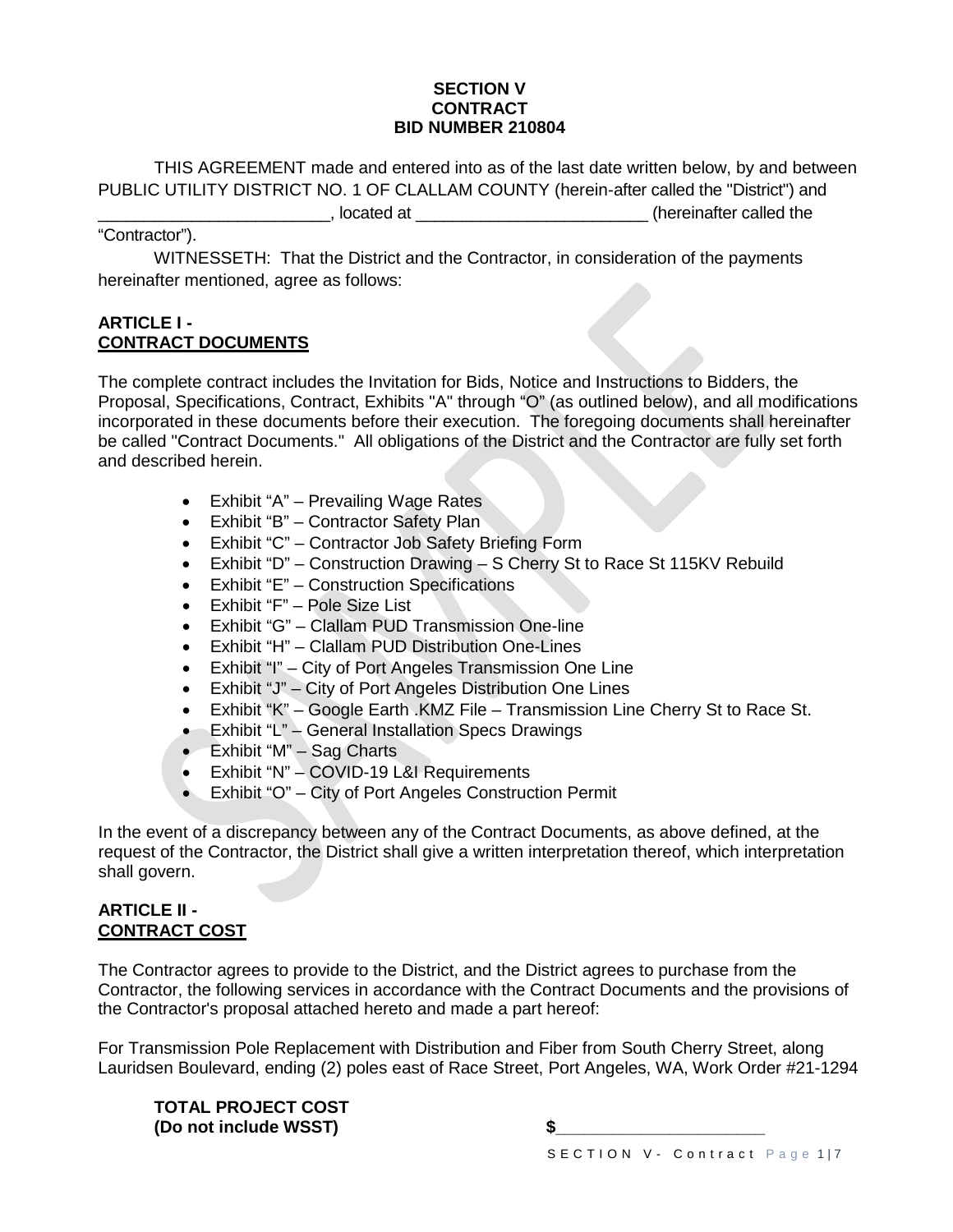**SECTION V**
**CONTRACT**
**BID NUMBER 210804**

THIS AGREEMENT made and entered into as of the last date written below, by and between PUBLIC UTILITY DISTRICT NO. 1 OF CLALLAM COUNTY (herein-after called the "District") and ________________________, located at ________________________ (hereinafter called the "Contractor").

WITNESSETH: That the District and the Contractor, in consideration of the payments hereinafter mentioned, agree as follows:

## ARTICLE I - CONTRACT DOCUMENTS

The complete contract includes the Invitation for Bids, Notice and Instructions to Bidders, the Proposal, Specifications, Contract, Exhibits "A" through "O" (as outlined below), and all modifications incorporated in these documents before their execution. The foregoing documents shall hereinafter be called "Contract Documents." All obligations of the District and the Contractor are fully set forth and described herein.

- Exhibit "A" – Prevailing Wage Rates
- Exhibit "B" – Contractor Safety Plan
- Exhibit "C" – Contractor Job Safety Briefing Form
- Exhibit "D" – Construction Drawing – S Cherry St to Race St 115KV Rebuild
- Exhibit "E" – Construction Specifications
- Exhibit "F" – Pole Size List
- Exhibit "G" – Clallam PUD Transmission One-line
- Exhibit "H" – Clallam PUD Distribution One-Lines
- Exhibit "I" – City of Port Angeles Transmission One Line
- Exhibit "J" – City of Port Angeles Distribution One Lines
- Exhibit "K" – Google Earth .KMZ File – Transmission Line Cherry St to Race St.
- Exhibit "L" – General Installation Specs Drawings
- Exhibit "M" – Sag Charts
- Exhibit "N" – COVID-19 L&I Requirements
- Exhibit "O" – City of Port Angeles Construction Permit

In the event of a discrepancy between any of the Contract Documents, as above defined, at the request of the Contractor, the District shall give a written interpretation thereof, which interpretation shall govern.

## ARTICLE II - CONTRACT COST

The Contractor agrees to provide to the District, and the District agrees to purchase from the Contractor, the following services in accordance with the Contract Documents and the provisions of the Contractor's proposal attached hereto and made a part hereof:

For Transmission Pole Replacement with Distribution and Fiber from South Cherry Street, along Lauridsen Boulevard, ending (2) poles east of Race Street, Port Angeles, WA, Work Order #21-1294

**TOTAL PROJECT COST**
**(Do not include WSST)** **$______________________**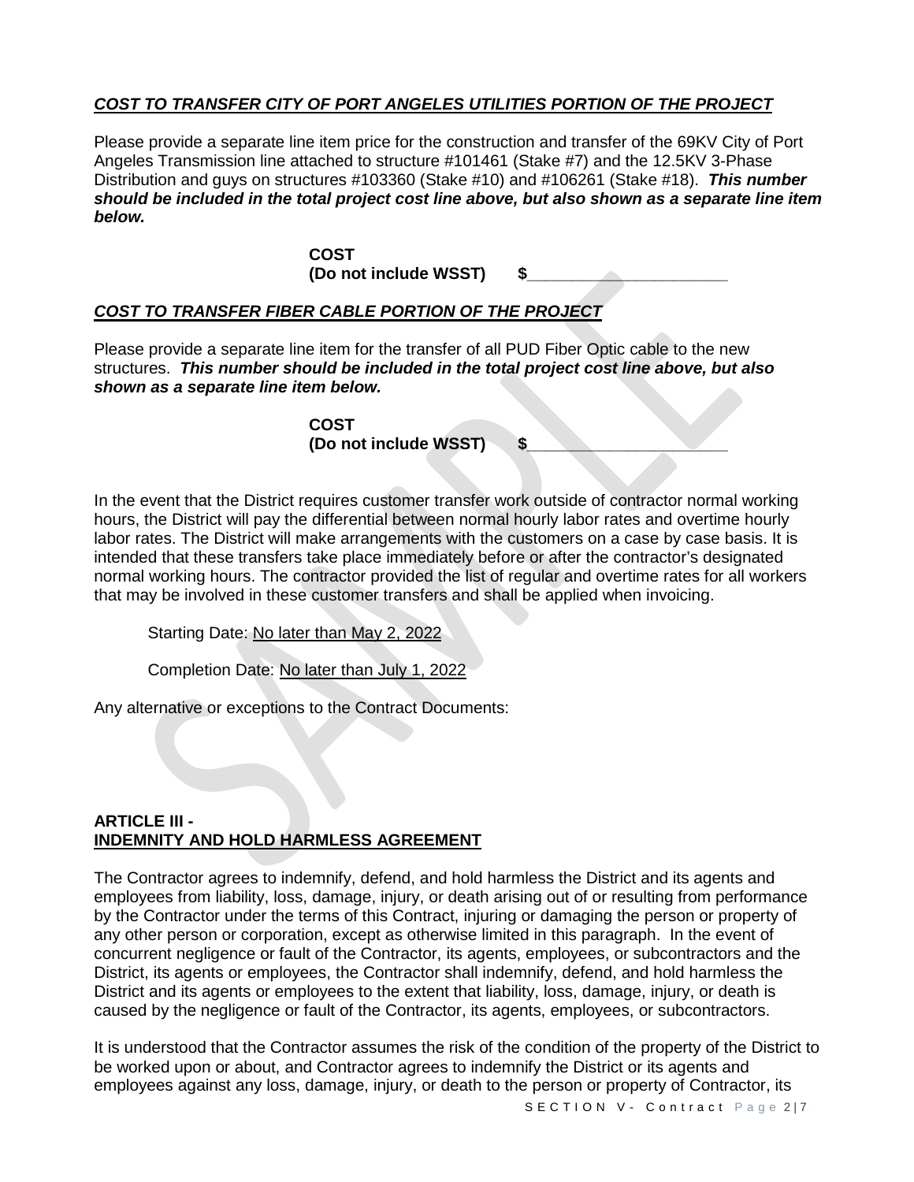***COST TO TRANSFER CITY OF PORT ANGELES UTILITIES PORTION OF THE PROJECT***

Please provide a separate line item price for the construction and transfer of the 69KV City of Port Angeles Transmission line attached to structure #101461 (Stake #7) and the 12.5KV 3-Phase Distribution and guys on structures #103360 (Stake #10) and #106261 (Stake #18). ***This number should be included in the total project cost line above, but also shown as a separate line item below.***

**COST**
**(Do not include WSST) $______________________**

***COST TO TRANSFER FIBER CABLE PORTION OF THE PROJECT***

Please provide a separate line item for the transfer of all PUD Fiber Optic cable to the new structures. ***This number should be included in the total project cost line above, but also shown as a separate line item below.***

**COST**
**(Do not include WSST) $______________________**

In the event that the District requires customer transfer work outside of contractor normal working hours, the District will pay the differential between normal hourly labor rates and overtime hourly labor rates. The District will make arrangements with the customers on a case by case basis. It is intended that these transfers take place immediately before or after the contractor's designated normal working hours. The contractor provided the list of regular and overtime rates for all workers that may be involved in these customer transfers and shall be applied when invoicing.

Starting Date: No later than May 2, 2022

Completion Date: No later than July 1, 2022

Any alternative or exceptions to the Contract Documents:

**ARTICLE III -**
**INDEMNITY AND HOLD HARMLESS AGREEMENT**

The Contractor agrees to indemnify, defend, and hold harmless the District and its agents and employees from liability, loss, damage, injury, or death arising out of or resulting from performance by the Contractor under the terms of this Contract, injuring or damaging the person or property of any other person or corporation, except as otherwise limited in this paragraph. In the event of concurrent negligence or fault of the Contractor, its agents, employees, or subcontractors and the District, its agents or employees, the Contractor shall indemnify, defend, and hold harmless the District and its agents or employees to the extent that liability, loss, damage, injury, or death is caused by the negligence or fault of the Contractor, its agents, employees, or subcontractors.

It is understood that the Contractor assumes the risk of the condition of the property of the District to be worked upon or about, and Contractor agrees to indemnify the District or its agents and employees against any loss, damage, injury, or death to the person or property of Contractor, its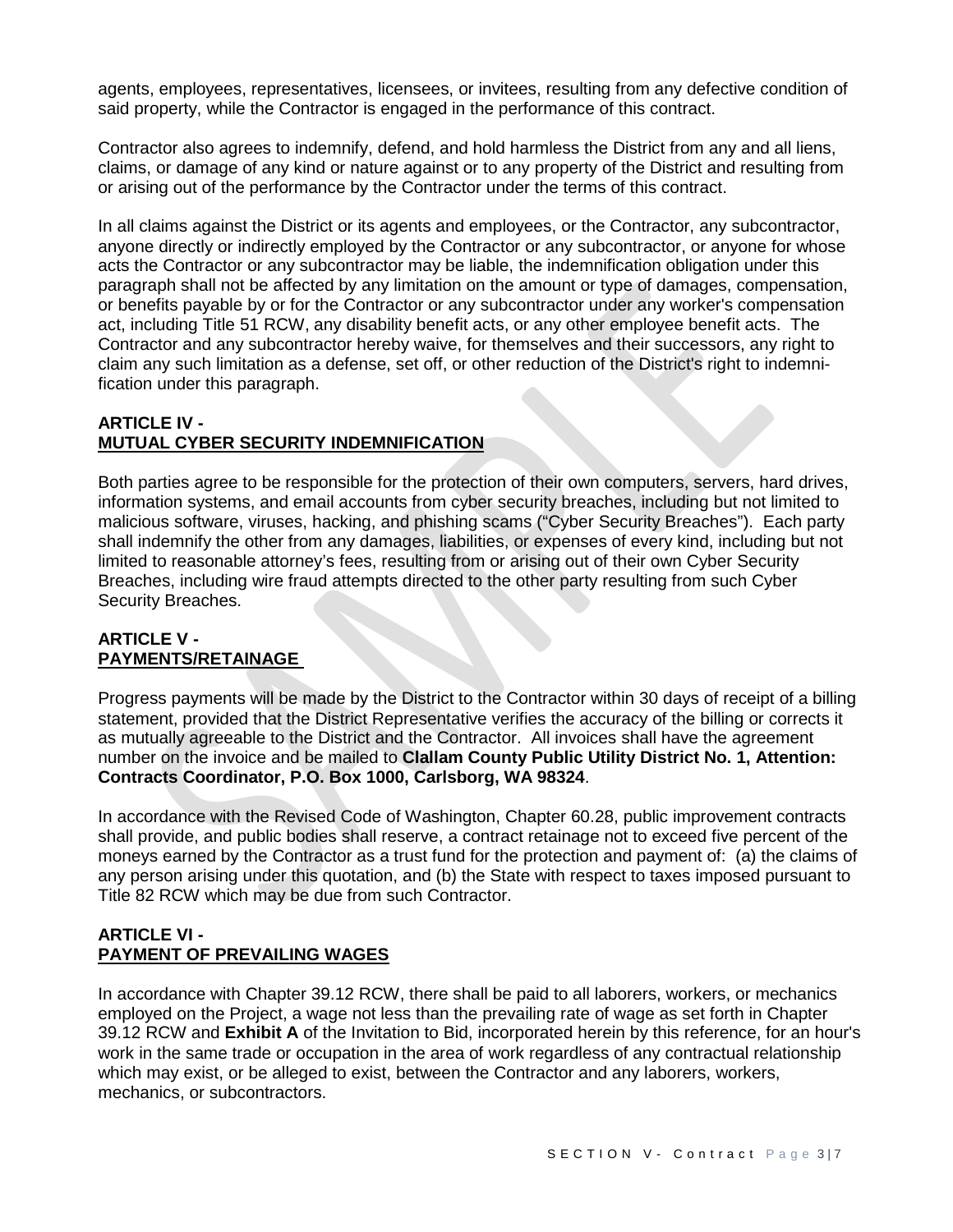agents, employees, representatives, licensees, or invitees, resulting from any defective condition of said property, while the Contractor is engaged in the performance of this contract.

Contractor also agrees to indemnify, defend, and hold harmless the District from any and all liens, claims, or damage of any kind or nature against or to any property of the District and resulting from or arising out of the performance by the Contractor under the terms of this contract.

In all claims against the District or its agents and employees, or the Contractor, any subcontractor, anyone directly or indirectly employed by the Contractor or any subcontractor, or anyone for whose acts the Contractor or any subcontractor may be liable, the indemnification obligation under this paragraph shall not be affected by any limitation on the amount or type of damages, compensation, or benefits payable by or for the Contractor or any subcontractor under any worker's compensation act, including Title 51 RCW, any disability benefit acts, or any other employee benefit acts. The Contractor and any subcontractor hereby waive, for themselves and their successors, any right to claim any such limitation as a defense, set off, or other reduction of the District's right to indemnification under this paragraph.

**ARTICLE IV -**
**MUTUAL CYBER SECURITY INDEMNIFICATION**

Both parties agree to be responsible for the protection of their own computers, servers, hard drives, information systems, and email accounts from cyber security breaches, including but not limited to malicious software, viruses, hacking, and phishing scams ("Cyber Security Breaches"). Each party shall indemnify the other from any damages, liabilities, or expenses of every kind, including but not limited to reasonable attorney's fees, resulting from or arising out of their own Cyber Security Breaches, including wire fraud attempts directed to the other party resulting from such Cyber Security Breaches.

**ARTICLE V -**
**PAYMENTS/RETAINAGE**

Progress payments will be made by the District to the Contractor within 30 days of receipt of a billing statement, provided that the District Representative verifies the accuracy of the billing or corrects it as mutually agreeable to the District and the Contractor. All invoices shall have the agreement number on the invoice and be mailed to **Clallam County Public Utility District No. 1, Attention: Contracts Coordinator, P.O. Box 1000, Carlsborg, WA 98324**.

In accordance with the Revised Code of Washington, Chapter 60.28, public improvement contracts shall provide, and public bodies shall reserve, a contract retainage not to exceed five percent of the moneys earned by the Contractor as a trust fund for the protection and payment of: (a) the claims of any person arising under this quotation, and (b) the State with respect to taxes imposed pursuant to Title 82 RCW which may be due from such Contractor.

**ARTICLE VI -**
**PAYMENT OF PREVAILING WAGES**

In accordance with Chapter 39.12 RCW, there shall be paid to all laborers, workers, or mechanics employed on the Project, a wage not less than the prevailing rate of wage as set forth in Chapter 39.12 RCW and **Exhibit A** of the Invitation to Bid, incorporated herein by this reference, for an hour's work in the same trade or occupation in the area of work regardless of any contractual relationship which may exist, or be alleged to exist, between the Contractor and any laborers, workers, mechanics, or subcontractors.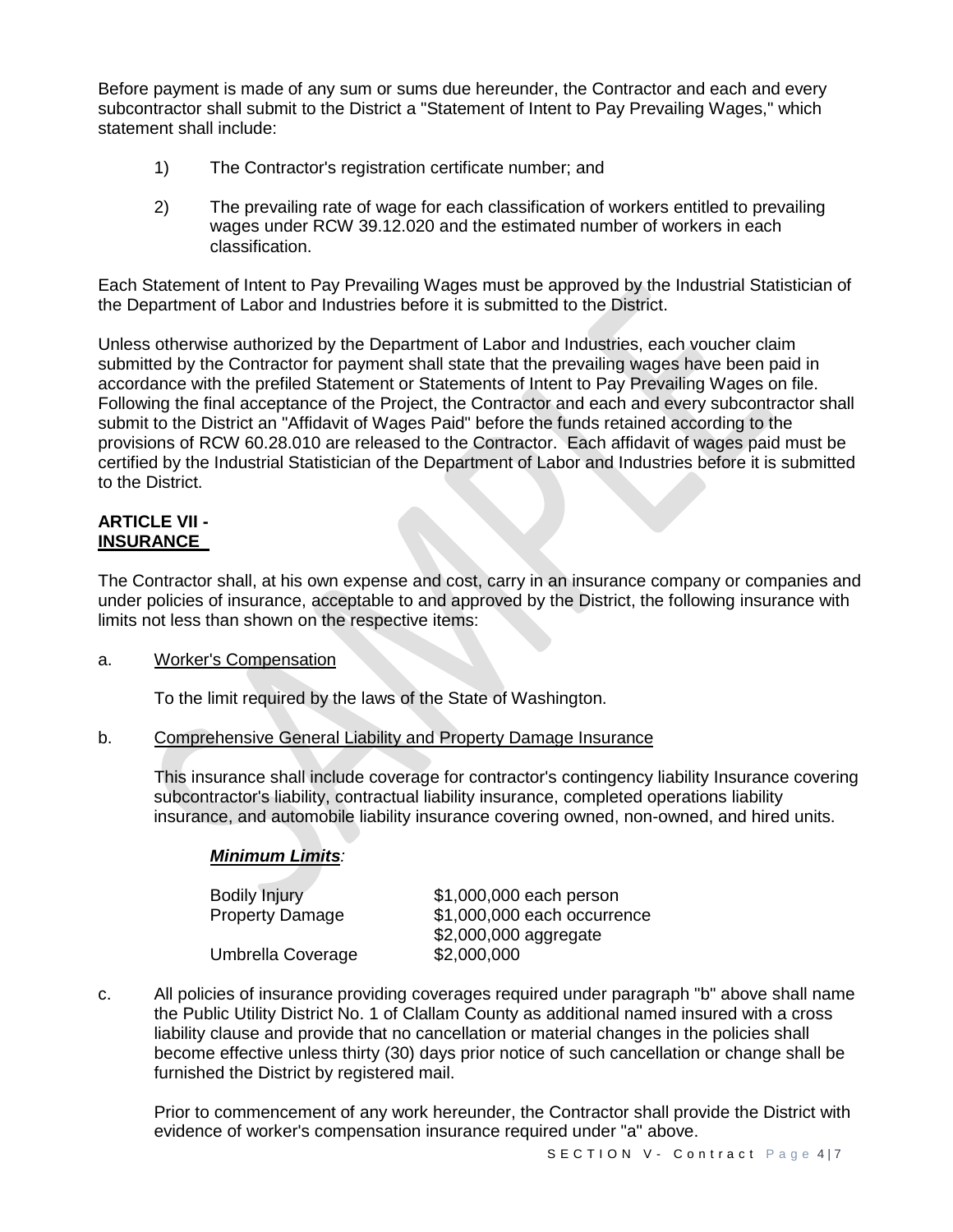Before payment is made of any sum or sums due hereunder, the Contractor and each and every subcontractor shall submit to the District a "Statement of Intent to Pay Prevailing Wages," which statement shall include:

1) The Contractor's registration certificate number; and

2) The prevailing rate of wage for each classification of workers entitled to prevailing wages under RCW 39.12.020 and the estimated number of workers in each classification.

Each Statement of Intent to Pay Prevailing Wages must be approved by the Industrial Statistician of the Department of Labor and Industries before it is submitted to the District.

Unless otherwise authorized by the Department of Labor and Industries, each voucher claim submitted by the Contractor for payment shall state that the prevailing wages have been paid in accordance with the prefiled Statement or Statements of Intent to Pay Prevailing Wages on file. Following the final acceptance of the Project, the Contractor and each and every subcontractor shall submit to the District an "Affidavit of Wages Paid" before the funds retained according to the provisions of RCW 60.28.010 are released to the Contractor. Each affidavit of wages paid must be certified by the Industrial Statistician of the Department of Labor and Industries before it is submitted to the District.

## ARTICLE VII - INSURANCE

The Contractor shall, at his own expense and cost, carry in an insurance company or companies and under policies of insurance, acceptable to and approved by the District, the following insurance with limits not less than shown on the respective items:

a. Worker's Compensation

To the limit required by the laws of the State of Washington.

b. Comprehensive General Liability and Property Damage Insurance

This insurance shall include coverage for contractor's contingency liability Insurance covering subcontractor's liability, contractual liability insurance, completed operations liability insurance, and automobile liability insurance covering owned, non-owned, and hired units.

***Minimum Limits**:*

| | |
|---|---|
| Bodily Injury | $1,000,000 each person |
| Property Damage | $1,000,000 each occurrence |
| | $2,000,000 aggregate |
| Umbrella Coverage | $2,000,000 |

c. All policies of insurance providing coverages required under paragraph "b" above shall name the Public Utility District No. 1 of Clallam County as additional named insured with a cross liability clause and provide that no cancellation or material changes in the policies shall become effective unless thirty (30) days prior notice of such cancellation or change shall be furnished the District by registered mail.

Prior to commencement of any work hereunder, the Contractor shall provide the District with evidence of worker's compensation insurance required under "a" above.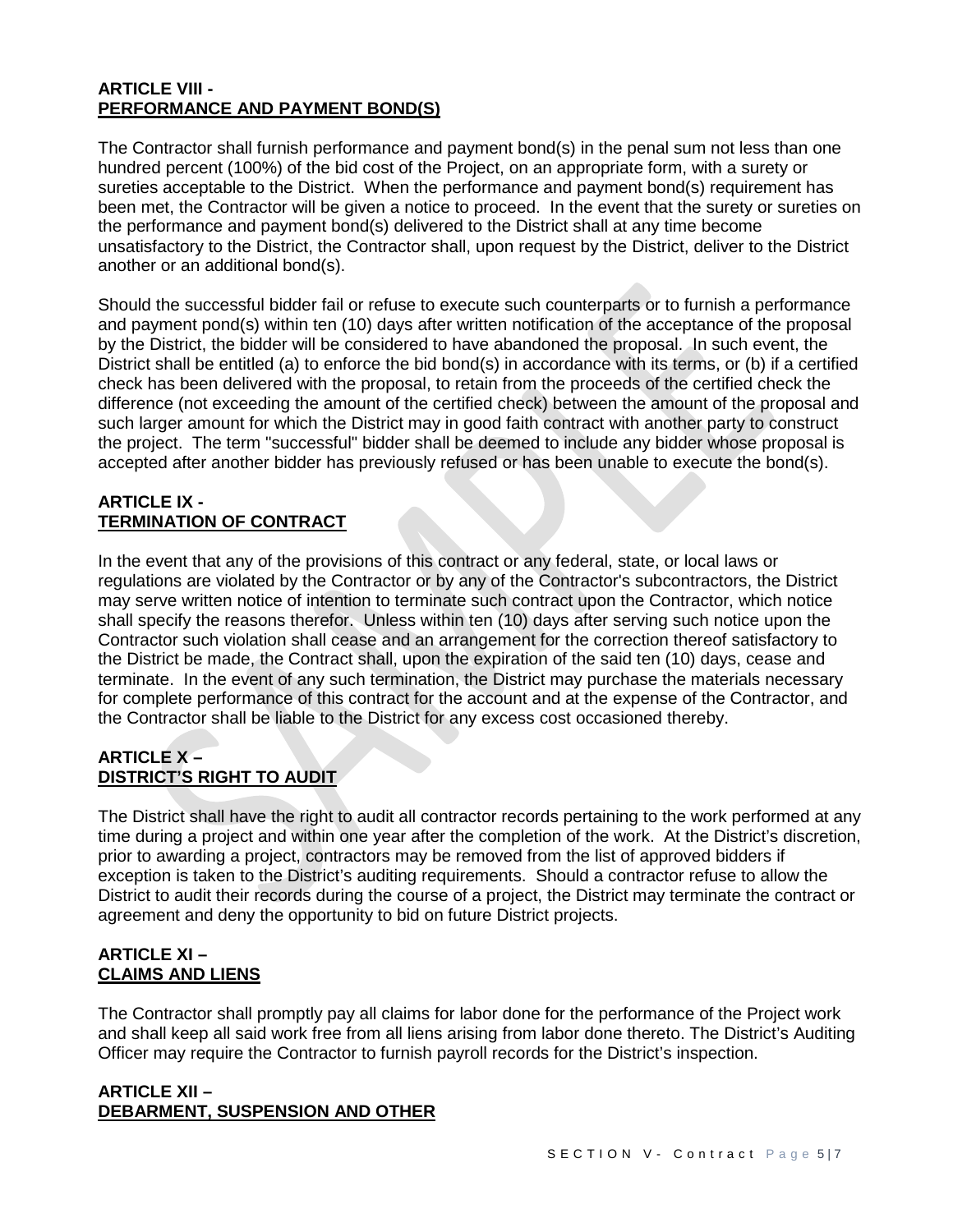**ARTICLE VIII -**
**PERFORMANCE AND PAYMENT BOND(S)**

The Contractor shall furnish performance and payment bond(s) in the penal sum not less than one hundred percent (100%) of the bid cost of the Project, on an appropriate form, with a surety or sureties acceptable to the District. When the performance and payment bond(s) requirement has been met, the Contractor will be given a notice to proceed. In the event that the surety or sureties on the performance and payment bond(s) delivered to the District shall at any time become unsatisfactory to the District, the Contractor shall, upon request by the District, deliver to the District another or an additional bond(s).

Should the successful bidder fail or refuse to execute such counterparts or to furnish a performance and payment pond(s) within ten (10) days after written notification of the acceptance of the proposal by the District, the bidder will be considered to have abandoned the proposal. In such event, the District shall be entitled (a) to enforce the bid bond(s) in accordance with its terms, or (b) if a certified check has been delivered with the proposal, to retain from the proceeds of the certified check the difference (not exceeding the amount of the certified check) between the amount of the proposal and such larger amount for which the District may in good faith contract with another party to construct the project. The term "successful" bidder shall be deemed to include any bidder whose proposal is accepted after another bidder has previously refused or has been unable to execute the bond(s).

**ARTICLE IX -**
**TERMINATION OF CONTRACT**

In the event that any of the provisions of this contract or any federal, state, or local laws or regulations are violated by the Contractor or by any of the Contractor's subcontractors, the District may serve written notice of intention to terminate such contract upon the Contractor, which notice shall specify the reasons therefor. Unless within ten (10) days after serving such notice upon the Contractor such violation shall cease and an arrangement for the correction thereof satisfactory to the District be made, the Contract shall, upon the expiration of the said ten (10) days, cease and terminate. In the event of any such termination, the District may purchase the materials necessary for complete performance of this contract for the account and at the expense of the Contractor, and the Contractor shall be liable to the District for any excess cost occasioned thereby.

**ARTICLE X –**
**DISTRICT'S RIGHT TO AUDIT**

The District shall have the right to audit all contractor records pertaining to the work performed at any time during a project and within one year after the completion of the work. At the District's discretion, prior to awarding a project, contractors may be removed from the list of approved bidders if exception is taken to the District's auditing requirements. Should a contractor refuse to allow the District to audit their records during the course of a project, the District may terminate the contract or agreement and deny the opportunity to bid on future District projects.

**ARTICLE XI –**
**CLAIMS AND LIENS**

The Contractor shall promptly pay all claims for labor done for the performance of the Project work and shall keep all said work free from all liens arising from labor done thereto. The District's Auditing Officer may require the Contractor to furnish payroll records for the District's inspection.

**ARTICLE XII –**
**DEBARMENT, SUSPENSION AND OTHER**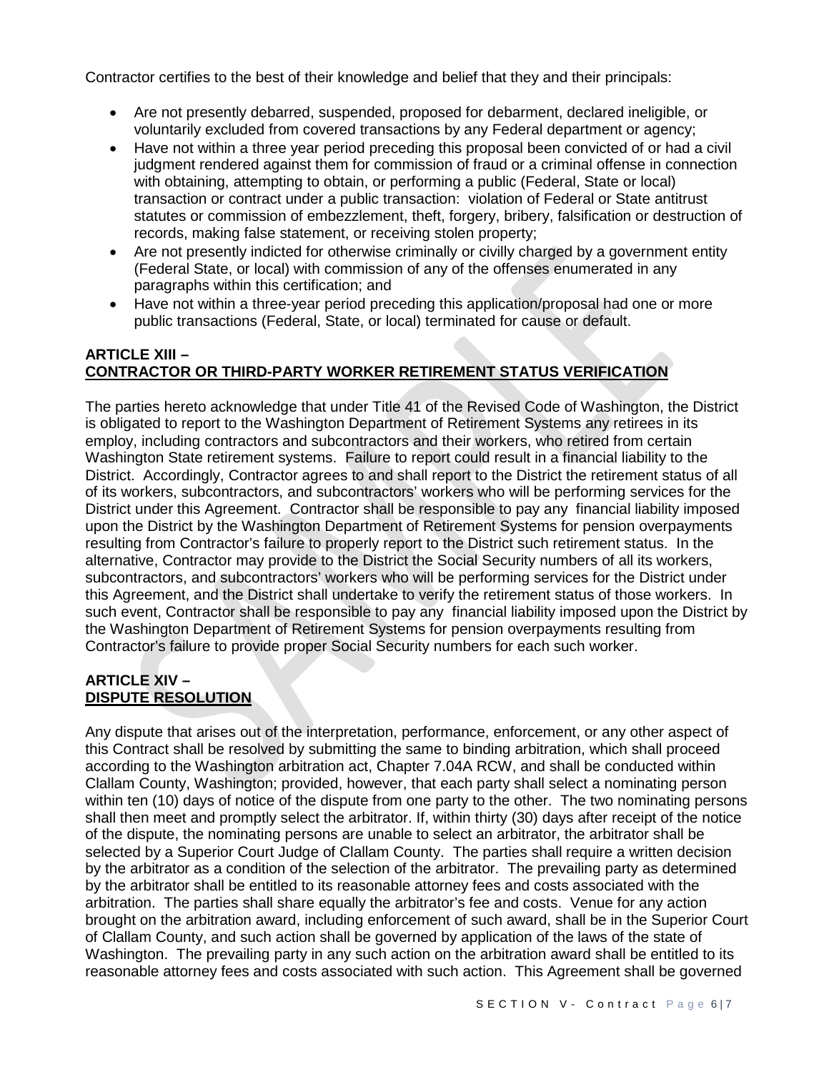Contractor certifies to the best of their knowledge and belief that they and their principals:

- Are not presently debarred, suspended, proposed for debarment, declared ineligible, or voluntarily excluded from covered transactions by any Federal department or agency;
- Have not within a three year period preceding this proposal been convicted of or had a civil judgment rendered against them for commission of fraud or a criminal offense in connection with obtaining, attempting to obtain, or performing a public (Federal, State or local) transaction or contract under a public transaction: violation of Federal or State antitrust statutes or commission of embezzlement, theft, forgery, bribery, falsification or destruction of records, making false statement, or receiving stolen property;
- Are not presently indicted for otherwise criminally or civilly charged by a government entity (Federal State, or local) with commission of any of the offenses enumerated in any paragraphs within this certification; and
- Have not within a three-year period preceding this application/proposal had one or more public transactions (Federal, State, or local) terminated for cause or default.

**ARTICLE XIII –**
**CONTRACTOR OR THIRD-PARTY WORKER RETIREMENT STATUS VERIFICATION**

The parties hereto acknowledge that under Title 41 of the Revised Code of Washington, the District is obligated to report to the Washington Department of Retirement Systems any retirees in its employ, including contractors and subcontractors and their workers, who retired from certain Washington State retirement systems. Failure to report could result in a financial liability to the District. Accordingly, Contractor agrees to and shall report to the District the retirement status of all of its workers, subcontractors, and subcontractors' workers who will be performing services for the District under this Agreement. Contractor shall be responsible to pay any financial liability imposed upon the District by the Washington Department of Retirement Systems for pension overpayments resulting from Contractor's failure to properly report to the District such retirement status. In the alternative, Contractor may provide to the District the Social Security numbers of all its workers, subcontractors, and subcontractors' workers who will be performing services for the District under this Agreement, and the District shall undertake to verify the retirement status of those workers. In such event, Contractor shall be responsible to pay any financial liability imposed upon the District by the Washington Department of Retirement Systems for pension overpayments resulting from Contractor's failure to provide proper Social Security numbers for each such worker.

**ARTICLE XIV –**
**DISPUTE RESOLUTION**

Any dispute that arises out of the interpretation, performance, enforcement, or any other aspect of this Contract shall be resolved by submitting the same to binding arbitration, which shall proceed according to the Washington arbitration act, Chapter 7.04A RCW, and shall be conducted within Clallam County, Washington; provided, however, that each party shall select a nominating person within ten (10) days of notice of the dispute from one party to the other. The two nominating persons shall then meet and promptly select the arbitrator. If, within thirty (30) days after receipt of the notice of the dispute, the nominating persons are unable to select an arbitrator, the arbitrator shall be selected by a Superior Court Judge of Clallam County. The parties shall require a written decision by the arbitrator as a condition of the selection of the arbitrator. The prevailing party as determined by the arbitrator shall be entitled to its reasonable attorney fees and costs associated with the arbitration. The parties shall share equally the arbitrator's fee and costs. Venue for any action brought on the arbitration award, including enforcement of such award, shall be in the Superior Court of Clallam County, and such action shall be governed by application of the laws of the state of Washington. The prevailing party in any such action on the arbitration award shall be entitled to its reasonable attorney fees and costs associated with such action. This Agreement shall be governed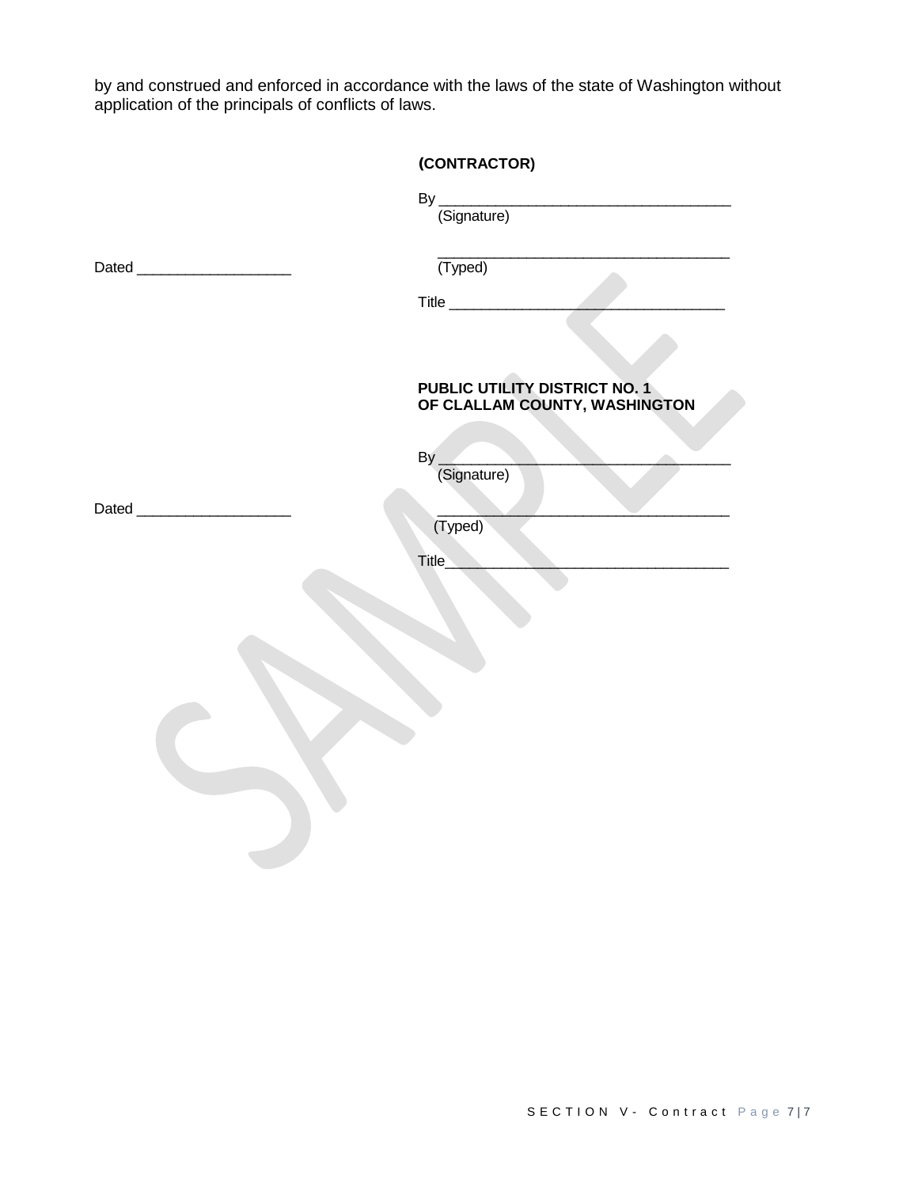by and construed and enforced in accordance with the laws of the state of Washington without application of the principals of conflicts of laws.

**(CONTRACTOR)**

By ____________________________________
(Signature)

Dated ___________________

____________________________________
(Typed)

Title __________________________________

**PUBLIC UTILITY DISTRICT NO. 1**
**OF CLALLAM COUNTY, WASHINGTON**

By ____________________________________
(Signature)

Dated ___________________

____________________________________
(Typed)

Title__________________________________